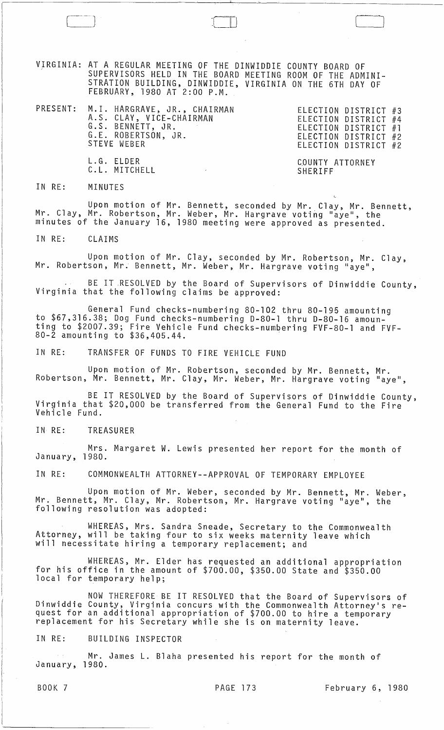VIRGINIA: AT A REGULAR MEETING OF THE DINWIDDIE COUNTY BOARD OF SUPERVISORS HELD IN THE BOARD MEETING ROOM OF THE ADMINISTRATION BUILDING, DINWIDDIE, VIRGINIA ON THE 6TH DAY OF FEBRUARY, 1980 AT 2:00 P.M.

| PRESENT: | | |
|---|---|---|
| | M.I. HARGRAVE, JR., CHAIRMAN | ELECTION DISTRICT #3 |
| | A.S. CLAY, VICE-CHAIRMAN | ELECTION DISTRICT #4 |
| | G.S. BENNETT, JR. | ELECTION DISTRICT #1 |
| | G.E. ROBERTSON, JR. | ELECTION DISTRICT #2 |
| | STEVE WEBER | ELECTION DISTRICT #2 |
| | L.G. ELDER | COUNTY ATTORNEY |
| | C.L. MITCHELL | SHERIFF |

IN RE: MINUTES

Upon motion of Mr. Bennett, seconded by Mr. Clay, Mr. Bennett, Mr. Clay, Mr. Robertson, Mr. Weber, Mr. Hargrave voting "aye", the minutes of the January 16, 1980 meeting were approved as presented.

IN RE: CLAIMS

Upon motion of Mr. Clay, seconded by Mr. Robertson, Mr. Clay, Mr. Robertson, Mr. Bennett, Mr. Weber, Mr. Hargrave voting "aye",

BE IT RESOLVED by the Board of Supervisors of Dinwiddie County, Virginia that the following claims be approved:

General Fund checks-numbering 80-102 thru 80-195 amounting to $67,316.38; Dog Fund checks-numbering D-80-1 thru D-80-16 amounting to $2007.39; Fire Vehicle Fund checks-numbering FVF-80-1 and FVF-80-2 amounting to $36,405.44.

IN RE: TRANSFER OF FUNDS TO FIRE VEHICLE FUND

Upon motion of Mr. Robertson, seconded by Mr. Bennett, Mr. Robertson, Mr. Bennett, Mr. Clay, Mr. Weber, Mr. Hargrave voting "aye",

BE IT RESOLVED by the Board of Supervisors of Dinwiddie County, Virginia that $20,000 be transferred from the General Fund to the Fire Vehicle Fund.

IN RE: TREASURER

Mrs. Margaret W. Lewis presented her report for the month of January, 1980.

IN RE: COMMONWEALTH ATTORNEY--APPROVAL OF TEMPORARY EMPLOYEE

Upon motion of Mr. Weber, seconded by Mr. Bennett, Mr. Weber, Mr. Bennett, Mr. Clay, Mr. Robertson, Mr. Hargrave voting "aye", the following resolution was adopted:

WHEREAS, Mrs. Sandra Sneade, Secretary to the Commonwealth Attorney, will be taking four to six weeks maternity leave which will necessitate hiring a temporary replacement; and

WHEREAS, Mr. Elder has requested an additional appropriation for his office in the amount of $700.00, $350.00 State and $350.00 local for temporary help;

NOW THEREFORE BE IT RESOLVED that the Board of Supervisors of Dinwiddie County, Virginia concurs with the Commonwealth Attorney's request for an additional appropriation of $700.00 to hire a temporary replacement for his Secretary while she is on maternity leave.

IN RE: BUILDING INSPECTOR

Mr. James L. Blaha presented his report for the month of January, 1980.

BOOK 7 PAGE 173 February 6, 1980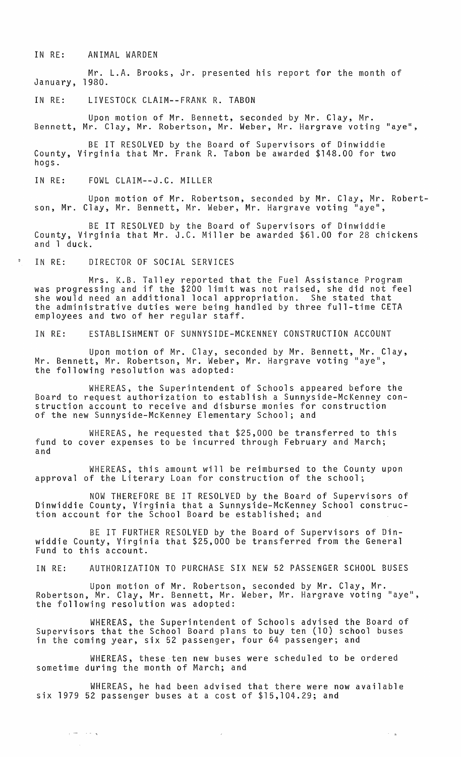IN RE: ANIMAL WARDEN

Mr. L.A. Brooks, Jr. presented his report for the month of January, 1980.

IN RE: LIVESTOCK CLAIM--FRANK R. TABON

Upon motion of Mr. Bennett, seconded by Mr. Clay, Mr. Bennett, Mr. Clay, Mr. Robertson, Mr. Weber, Mr. Hargrave voting "aye",

BE IT RESOLVED by the Board of Supervisors of Dinwiddie County, Virginia that Mr. Frank R. Tabon be awarded $148.00 for two hogs.

IN RE: FOWL CLAIM--J.C. MILLER

Upon motion of Mr. Robertson, seconded by Mr. Clay, Mr. Robertson, Mr. Clay, Mr. Bennett, Mr. Weber, Mr. Hargrave voting "aye",

BE IT RESOLVED by the Board of Supervisors of Dinwiddie County, Virginia that Mr. J.C. Miller be awarded $61.00 for 28 chickens and 1 duck.

IN RE: DIRECTOR OF SOCIAL SERVICES

Mrs. K.B. Talley reported that the Fuel Assistance Program was progressing and if the $200 limit was not raised, she did not feel she would need an additional local appropriation. She stated that the administrative duties were being handled by three full-time CETA employees and two of her regular staff.

IN RE: ESTABLISHMENT OF SUNNYSIDE-MCKENNEY CONSTRUCTION ACCOUNT

Upon motion of Mr. Clay, seconded by Mr. Bennett, Mr. Clay, Mr. Bennett, Mr. Robertson, Mr. Weber, Mr. Hargrave voting "aye", the following resolution was adopted:

WHEREAS, the Superintendent of Schools appeared before the Board to request authorization to establish a Sunnyside-McKenney construction account to receive and disburse monies for construction of the new Sunnyside-McKenney Elementary School; and

WHEREAS, he requested that $25,000 be transferred to this fund to cover expenses to be incurred through February and March; and

WHEREAS, this amount will be reimbursed to the County upon approval of the Literary Loan for construction of the school;

NOW THEREFORE BE IT RESOLVED by the Board of Supervisors of Dinwiddie County, Virginia that a Sunnyside-McKenney School construction account for the School Board be established; and

BE IT FURTHER RESOLVED by the Board of Supervisors of Dinwiddie County, Virginia that $25,000 be transferred from the General Fund to this account.

IN RE: AUTHORIZATION TO PURCHASE SIX NEW 52 PASSENGER SCHOOL BUSES

Upon motion of Mr. Robertson, seconded by Mr. Clay, Mr. Robertson, Mr. Clay, Mr. Bennett, Mr. Weber, Mr. Hargrave voting "aye", the following resolution was adopted:

WHEREAS, the Superintendent of Schools advised the Board of Supervisors that the School Board plans to buy ten (10) school buses in the coming year, six 52 passenger, four 64 passenger; and

WHEREAS, these ten new buses were scheduled to be ordered sometime during the month of March; and

WHEREAS, he had been advised that there were now available six 1979 52 passenger buses at a cost of $15,104.29; and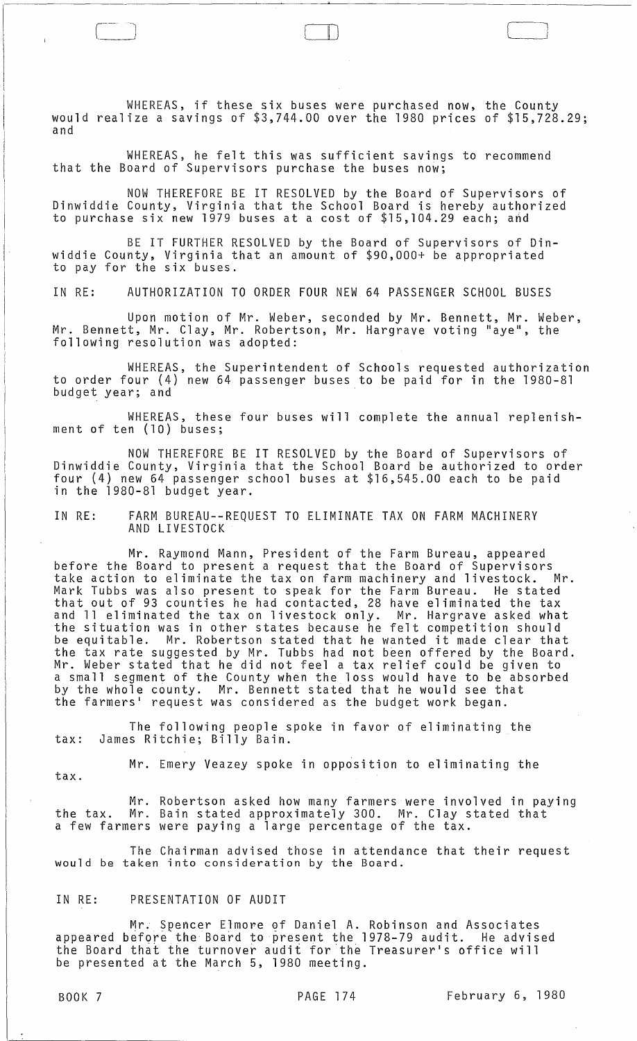WHEREAS, if these six buses were purchased now, the County would realize a savings of $3,744.00 over the 1980 prices of $15,728.29; and

WHEREAS, he felt this was sufficient savings to recommend that the Board of Supervisors purchase the buses now;

NOW THEREFORE BE IT RESOLVED by the Board of Supervisors of Dinwiddie County, Virginia that the School Board is hereby authorized to purchase six new 1979 buses at a cost of $15,104.29 each; and

BE IT FURTHER RESOLVED by the Board of Supervisors of Dinwiddie County, Virginia that an amount of $90,000+ be appropriated to pay for the six buses.

IN RE: AUTHORIZATION TO ORDER FOUR NEW 64 PASSENGER SCHOOL BUSES

Upon motion of Mr. Weber, seconded by Mr. Bennett, Mr. Weber, Mr. Bennett, Mr. Clay, Mr. Robertson, Mr. Hargrave voting "aye", the following resolution was adopted:

WHEREAS, the Superintendent of Schools requested authorization to order four (4) new 64 passenger buses to be paid for in the 1980-81 budget year; and

WHEREAS, these four buses will complete the annual replenishment of ten (10) buses;

NOW THEREFORE BE IT RESOLVED by the Board of Supervisors of Dinwiddie County, Virginia that the School Board be authorized to order four (4) new 64 passenger school buses at $16,545.00 each to be paid in the 1980-81 budget year.

IN RE: FARM BUREAU--REQUEST TO ELIMINATE TAX ON FARM MACHINERY AND LIVESTOCK

Mr. Raymond Mann, President of the Farm Bureau, appeared before the Board to present a request that the Board of Supervisors take action to eliminate the tax on farm machinery and livestock. Mr. Mark Tubbs was also present to speak for the Farm Bureau. He stated that out of 93 counties he had contacted, 28 have eliminated the tax and 11 eliminated the tax on livestock only. Mr. Hargrave asked what the situation was in other states because he felt competition should be equitable. Mr. Robertson stated that he wanted it made clear that the tax rate suggested by Mr. Tubbs had not been offered by the Board. Mr. Weber stated that he did not feel a tax relief could be given to a small segment of the County when the loss would have to be absorbed by the whole county. Mr. Bennett stated that he would see that the farmers' request was considered as the budget work began.

The following people spoke in favor of eliminating the tax: James Ritchie; Billy Bain.

Mr. Emery Veazey spoke in opposition to eliminating the tax.

Mr. Robertson asked how many farmers were involved in paying the tax. Mr. Bain stated approximately 300. Mr. Clay stated that a few farmers were paying a large percentage of the tax.

The Chairman advised those in attendance that their request would be taken into consideration by the Board.

IN RE: PRESENTATION OF AUDIT

Mr. Spencer Elmore of Daniel A. Robinson and Associates appeared before the Board to present the 1978-79 audit. He advised the Board that the turnover audit for the Treasurer's office will be presented at the March 5, 1980 meeting.

BOOK 7 PAGE 174 February 6, 1980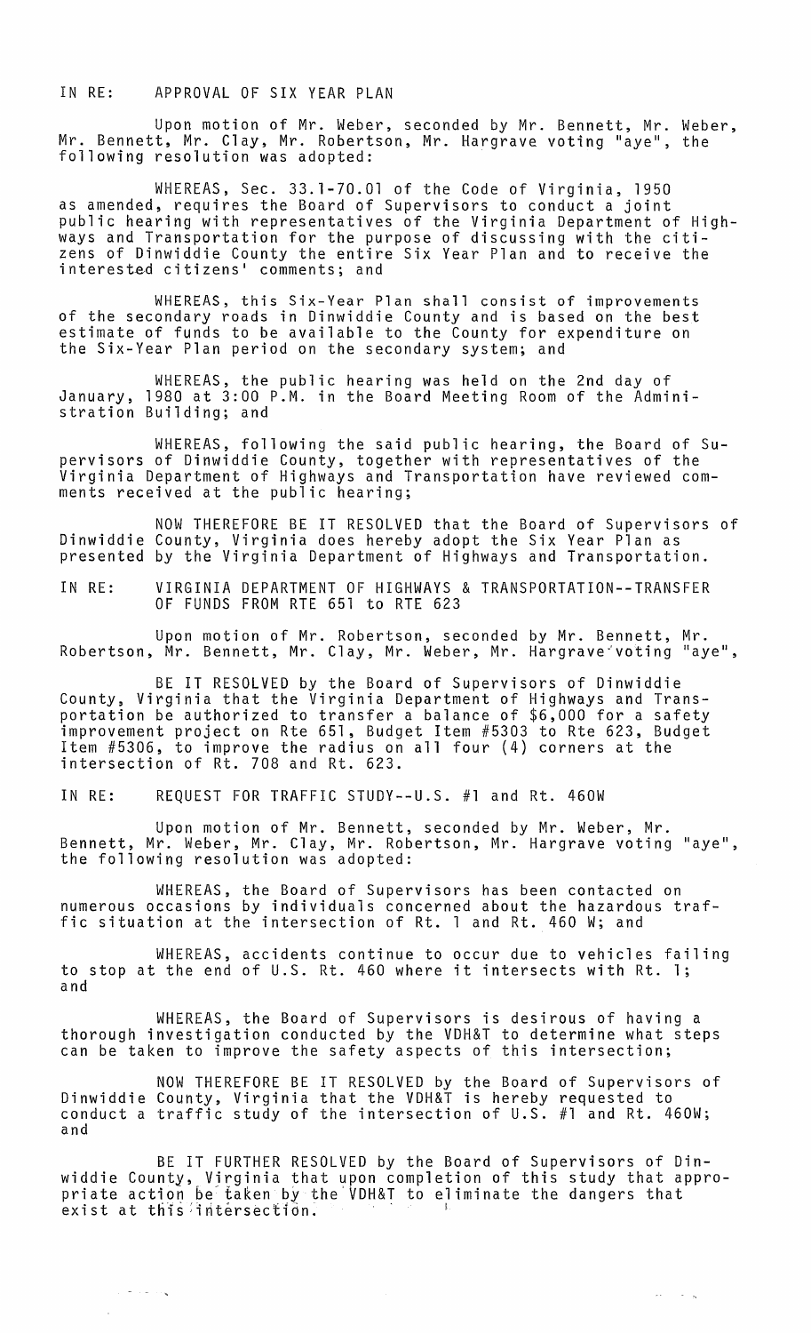IN RE: APPROVAL OF SIX YEAR PLAN

Upon motion of Mr. Weber, seconded by Mr. Bennett, Mr. Weber, Mr. Bennett, Mr. Clay, Mr. Robertson, Mr. Hargrave voting "aye", the following resolution was adopted:

WHEREAS, Sec. 33.1-70.01 of the Code of Virginia, 1950 as amended, requires the Board of Supervisors to conduct a joint public hearing with representatives of the Virginia Department of Highways and Transportation for the purpose of discussing with the citizens of Dinwiddie County the entire Six Year Plan and to receive the interested citizens' comments; and

WHEREAS, this Six-Year Plan shall consist of improvements of the secondary roads in Dinwiddie County and is based on the best estimate of funds to be available to the County for expenditure on the Six-Year Plan period on the secondary system; and

WHEREAS, the public hearing was held on the 2nd day of January, 1980 at 3:00 P.M. in the Board Meeting Room of the Administration Building; and

WHEREAS, following the said public hearing, the Board of Supervisors of Dinwiddie County, together with representatives of the Virginia Department of Highways and Transportation have reviewed comments received at the public hearing;

NOW THEREFORE BE IT RESOLVED that the Board of Supervisors of Dinwiddie County, Virginia does hereby adopt the Six Year Plan as presented by the Virginia Department of Highways and Transportation.

IN RE: VIRGINIA DEPARTMENT OF HIGHWAYS & TRANSPORTATION--TRANSFER OF FUNDS FROM RTE 651 to RTE 623

Upon motion of Mr. Robertson, seconded by Mr. Bennett, Mr. Robertson, Mr. Bennett, Mr. Clay, Mr. Weber, Mr. Hargrave voting "aye",

BE IT RESOLVED by the Board of Supervisors of Dinwiddie County, Virginia that the Virginia Department of Highways and Transportation be authorized to transfer a balance of $6,000 for a safety improvement project on Rte 651, Budget Item #5303 to Rte 623, Budget Item #5306, to improve the radius on all four (4) corners at the intersection of Rt. 708 and Rt. 623.

IN RE: REQUEST FOR TRAFFIC STUDY--U.S. #1 and Rt. 460W

Upon motion of Mr. Bennett, seconded by Mr. Weber, Mr. Bennett, Mr. Weber, Mr. Clay, Mr. Robertson, Mr. Hargrave voting "aye", the following resolution was adopted:

WHEREAS, the Board of Supervisors has been contacted on numerous occasions by individuals concerned about the hazardous traffic situation at the intersection of Rt. 1 and Rt. 460 W; and

WHEREAS, accidents continue to occur due to vehicles failing to stop at the end of U.S. Rt. 460 where it intersects with Rt. 1; and

WHEREAS, the Board of Supervisors is desirous of having a thorough investigation conducted by the VDH&T to determine what steps can be taken to improve the safety aspects of this intersection;

NOW THEREFORE BE IT RESOLVED by the Board of Supervisors of Dinwiddie County, Virginia that the VDH&T is hereby requested to conduct a traffic study of the intersection of U.S. #1 and Rt. 460W; and

BE IT FURTHER RESOLVED by the Board of Supervisors of Dinwiddie County, Virginia that upon completion of this study that appropriate action be taken by the VDH&T to eliminate the dangers that exist at this intersection.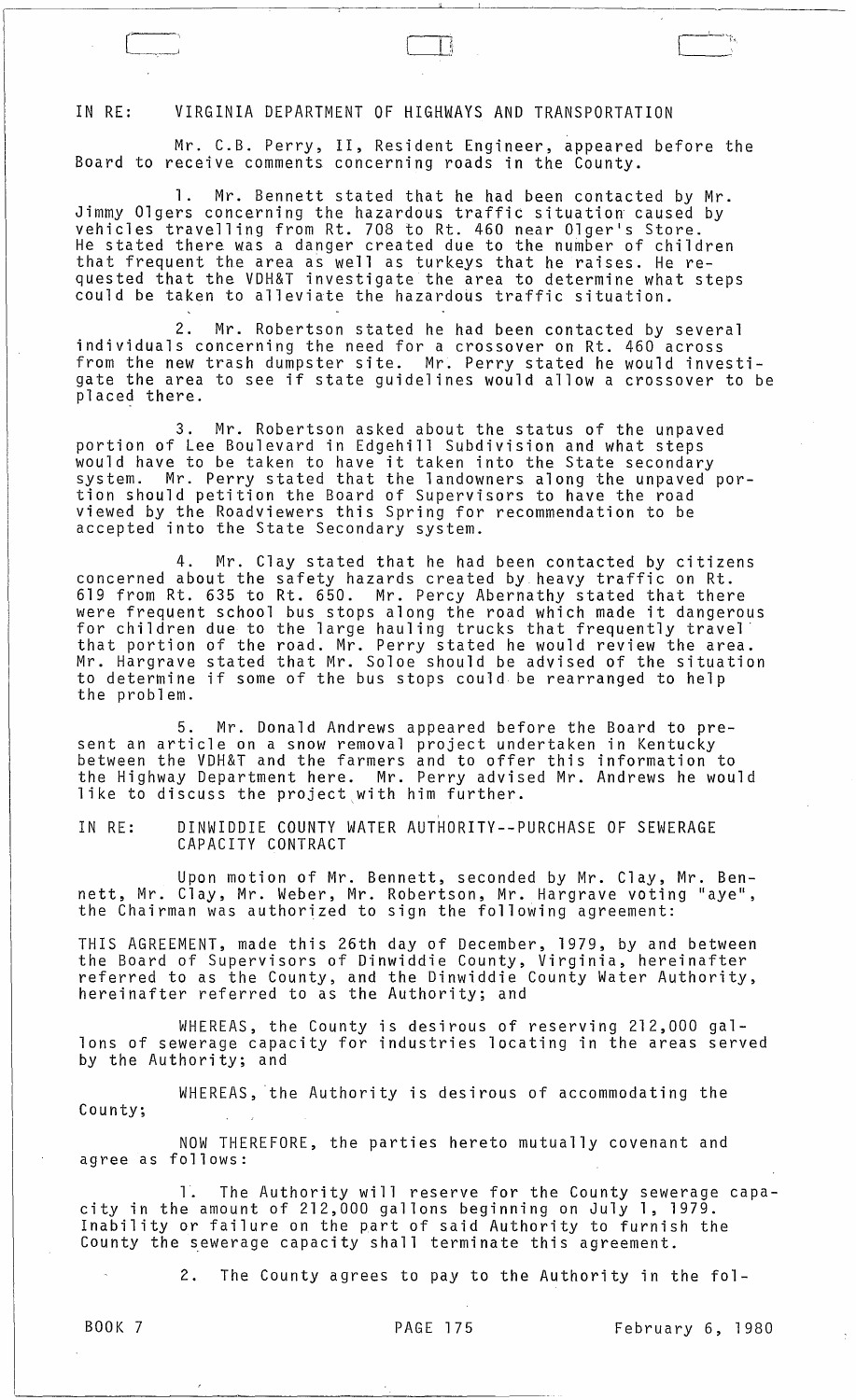IN RE: VIRGINIA DEPARTMENT OF HIGHWAYS AND TRANSPORTATION

Mr. C.B. Perry, II, Resident Engineer, appeared before the Board to receive comments concerning roads in the County.

1. Mr. Bennett stated that he had been contacted by Mr. Jimmy Olgers concerning the hazardous traffic situation caused by vehicles travelling from Rt. 708 to Rt. 460 near Olger's Store. He stated there was a danger created due to the number of children that frequent the area as well as turkeys that he raises. He requested that the VDH&T investigate the area to determine what steps could be taken to alleviate the hazardous traffic situation.

2. Mr. Robertson stated he had been contacted by several individuals concerning the need for a crossover on Rt. 460 across from the new trash dumpster site. Mr. Perry stated he would investigate the area to see if state guidelines would allow a crossover to be placed there.

3. Mr. Robertson asked about the status of the unpaved portion of Lee Boulevard in Edgehill Subdivision and what steps would have to be taken to have it taken into the State secondary system. Mr. Perry stated that the landowners along the unpaved portion should petition the Board of Supervisors to have the road viewed by the Roadviewers this Spring for recommendation to be accepted into the State Secondary system.

4. Mr. Clay stated that he had been contacted by citizens concerned about the safety hazards created by heavy traffic on Rt. 619 from Rt. 635 to Rt. 650. Mr. Percy Abernathy stated that there were frequent school bus stops along the road which made it dangerous for children due to the large hauling trucks that frequently travel that portion of the road. Mr. Perry stated he would review the area. Mr. Hargrave stated that Mr. Soloe should be advised of the situation to determine if some of the bus stops could be rearranged to help the problem.

5. Mr. Donald Andrews appeared before the Board to present an article on a snow removal project undertaken in Kentucky between the VDH&T and the farmers and to offer this information to the Highway Department here. Mr. Perry advised Mr. Andrews he would like to discuss the project with him further.

IN RE: DINWIDDIE COUNTY WATER AUTHORITY--PURCHASE OF SEWERAGE CAPACITY CONTRACT

Upon motion of Mr. Bennett, seconded by Mr. Clay, Mr. Bennett, Mr. Clay, Mr. Weber, Mr. Robertson, Mr. Hargrave voting "aye", the Chairman was authorized to sign the following agreement:

THIS AGREEMENT, made this 26th day of December, 1979, by and between the Board of Supervisors of Dinwiddie County, Virginia, hereinafter referred to as the County, and the Dinwiddie County Water Authority, hereinafter referred to as the Authority; and

WHEREAS, the County is desirous of reserving 212,000 gallons of sewerage capacity for industries locating in the areas served by the Authority; and

WHEREAS, the Authority is desirous of accommodating the County;

NOW THEREFORE, the parties hereto mutually covenant and agree as follows:

1. The Authority will reserve for the County sewerage capacity in the amount of 212,000 gallons beginning on July 1, 1979. Inability or failure on the part of said Authority to furnish the County the sewerage capacity shall terminate this agreement.

2. The County agrees to pay to the Authority in the fol-

BOOK 7 PAGE 175 February 6, 1980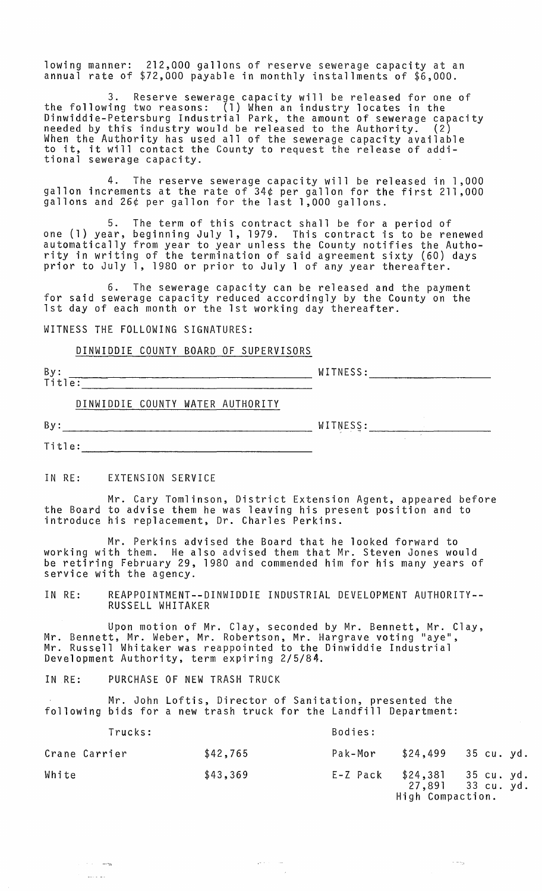lowing manner: 212,000 gallons of reserve sewerage capacity at an annual rate of $72,000 payable in monthly installments of $6,000.

3. Reserve sewerage capacity will be released for one of the following two reasons: (1) When an industry locates in the Dinwiddie-Petersburg Industrial Park, the amount of sewerage capacity needed by this industry would be released to the Authority. (2) When the Authority has used all of the sewerage capacity available to it, it will contact the County to request the release of additional sewerage capacity.

4. The reserve sewerage capacity will be released in 1,000 gallon increments at the rate of 34¢ per gallon for the first 211,000 gallons and 26¢ per gallon for the last 1,000 gallons.

5. The term of this contract shall be for a period of one (1) year, beginning July 1, 1979. This contract is to be renewed automatically from year to year unless the County notifies the Authority in writing of the termination of said agreement sixty (60) days prior to July 1, 1980 or prior to July 1 of any year thereafter.

6. The sewerage capacity can be released and the payment for said sewerage capacity reduced accordingly by the County on the 1st day of each month or the 1st working day thereafter.

WITNESS THE FOLLOWING SIGNATURES:

DINWIDDIE COUNTY BOARD OF SUPERVISORS

By: ______________________________ WITNESS: ____________________
Title: ____________________________

DINWIDDIE COUNTY WATER AUTHORITY

By: ______________________________ WITNESS: ____________________

Title: ____________________________

IN RE: EXTENSION SERVICE

Mr. Cary Tomlinson, District Extension Agent, appeared before the Board to advise them he was leaving his present position and to introduce his replacement, Dr. Charles Perkins.

Mr. Perkins advised the Board that he looked forward to working with them. He also advised them that Mr. Steven Jones would be retiring February 29, 1980 and commended him for his many years of service with the agency.

IN RE: REAPPOINTMENT--DINWIDDIE INDUSTRIAL DEVELOPMENT AUTHORITY--RUSSELL WHITAKER

Upon motion of Mr. Clay, seconded by Mr. Bennett, Mr. Clay, Mr. Bennett, Mr. Weber, Mr. Robertson, Mr. Hargrave voting "aye", Mr. Russell Whitaker was reappointed to the Dinwiddie Industrial Development Authority, term expiring 2/5/84.

IN RE: PURCHASE OF NEW TRASH TRUCK

Mr. John Loftis, Director of Sanitation, presented the following bids for a new trash truck for the Landfill Department:

| Trucks: | | Bodies: | | |
|---|---|---|---|---|
| Crane Carrier | $42,765 | Pak-Mor | $24,499 | 35 cu. yd. |
| White | $43,369 | E-Z Pack | $24,381 | 35 cu. yd. |
| | | | 27,891 | 33 cu. yd. High Compaction. |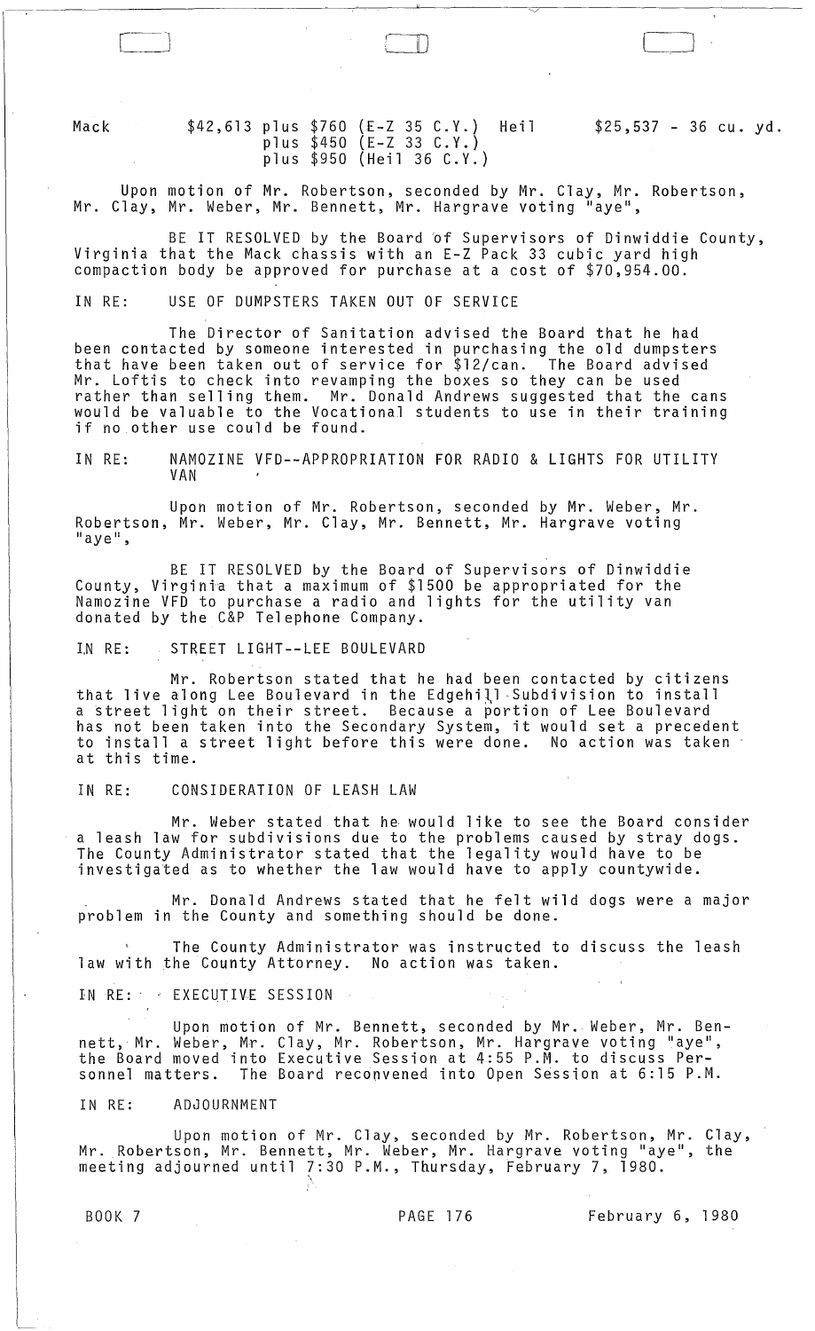Mack $42,613 plus $760 (E-Z 35 C.Y.) Heil $25,537 - 36 cu. yd.
plus $450 (E-Z 33 C.Y.)
plus $950 (Heil 36 C.Y.)

Upon motion of Mr. Robertson, seconded by Mr. Clay, Mr. Robertson, Mr. Clay, Mr. Weber, Mr. Bennett, Mr. Hargrave voting "aye",

BE IT RESOLVED by the Board of Supervisors of Dinwiddie County, Virginia that the Mack chassis with an E-Z Pack 33 cubic yard high compaction body be approved for purchase at a cost of $70,954.00.

IN RE: USE OF DUMPSTERS TAKEN OUT OF SERVICE

The Director of Sanitation advised the Board that he had been contacted by someone interested in purchasing the old dumpsters that have been taken out of service for $12/can. The Board advised Mr. Loftis to check into revamping the boxes so they can be used rather than selling them. Mr. Donald Andrews suggested that the cans would be valuable to the Vocational students to use in their training if no other use could be found.

IN RE: NAMOZINE VFD--APPROPRIATION FOR RADIO & LIGHTS FOR UTILITY VAN

Upon motion of Mr. Robertson, seconded by Mr. Weber, Mr. Robertson, Mr. Weber, Mr. Clay, Mr. Bennett, Mr. Hargrave voting "aye",

BE IT RESOLVED by the Board of Supervisors of Dinwiddie County, Virginia that a maximum of $1500 be appropriated for the Namozine VFD to purchase a radio and lights for the utility van donated by the C&P Telephone Company.

IN RE: STREET LIGHT--LEE BOULEVARD

Mr. Robertson stated that he had been contacted by citizens that live along Lee Boulevard in the Edgehill Subdivision to install a street light on their street. Because a portion of Lee Boulevard has not been taken into the Secondary System, it would set a precedent to install a street light before this were done. No action was taken at this time.

IN RE: CONSIDERATION OF LEASH LAW

Mr. Weber stated that he would like to see the Board consider a leash law for subdivisions due to the problems caused by stray dogs. The County Administrator stated that the legality would have to be investigated as to whether the law would have to apply countywide.

Mr. Donald Andrews stated that he felt wild dogs were a major problem in the County and something should be done.

The County Administrator was instructed to discuss the leash law with the County Attorney. No action was taken.

IN RE: EXECUTIVE SESSION

Upon motion of Mr. Bennett, seconded by Mr. Weber, Mr. Bennett, Mr. Weber, Mr. Clay, Mr. Robertson, Mr. Hargrave voting "aye", the Board moved into Executive Session at 4:55 P.M. to discuss Personnel matters. The Board reconvened into Open Session at 6:15 P.M.

IN RE: ADJOURNMENT

Upon motion of Mr. Clay, seconded by Mr. Robertson, Mr. Clay, Mr. Robertson, Mr. Bennett, Mr. Weber, Mr. Hargrave voting "aye", the meeting adjourned until 7:30 P.M., Thursday, February 7, 1980.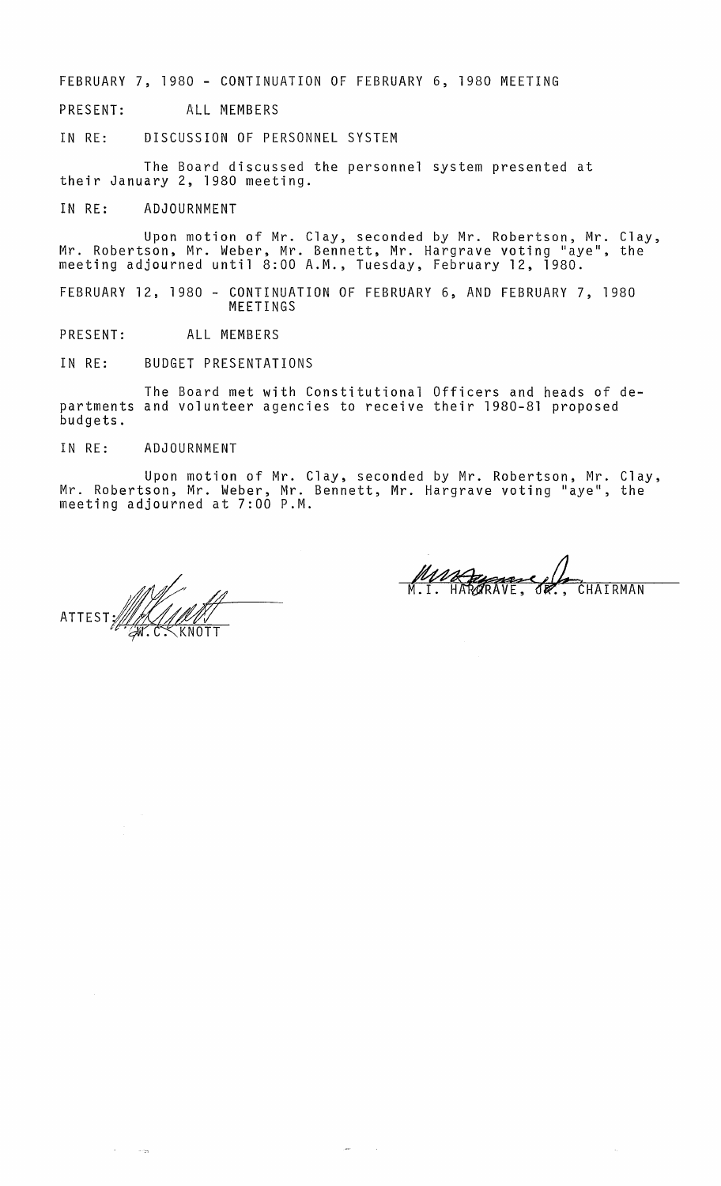FEBRUARY 7, 1980 - CONTINUATION OF FEBRUARY 6, 1980 MEETING

PRESENT: ALL MEMBERS

IN RE: DISCUSSION OF PERSONNEL SYSTEM

The Board discussed the personnel system presented at their January 2, 1980 meeting.

IN RE: ADJOURNMENT

Upon motion of Mr. Clay, seconded by Mr. Robertson, Mr. Clay, Mr. Robertson, Mr. Weber, Mr. Bennett, Mr. Hargrave voting "aye", the meeting adjourned until 8:00 A.M., Tuesday, February 12, 1980.

FEBRUARY 12, 1980 - CONTINUATION OF FEBRUARY 6, AND FEBRUARY 7, 1980 MEETINGS

PRESENT: ALL MEMBERS

IN RE: BUDGET PRESENTATIONS

The Board met with Constitutional Officers and heads of departments and volunteer agencies to receive their 1980-81 proposed budgets.

IN RE: ADJOURNMENT

Upon motion of Mr. Clay, seconded by Mr. Robertson, Mr. Clay, Mr. Robertson, Mr. Weber, Mr. Bennett, Mr. Hargrave voting "aye", the meeting adjourned at 7:00 P.M.

M.I. HARGRAVE, JR., CHAIRMAN

ATTEST: W. C. KNOTT